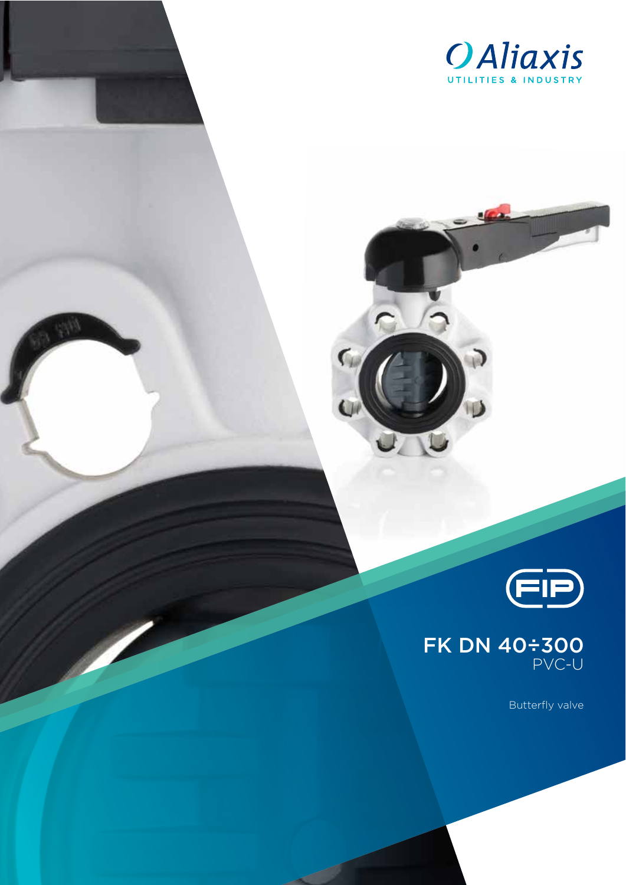Aliaxis

UTILITIES & INDUSTRY

FIP

# FK DN 40÷300

## PVC-U

Butterfly valve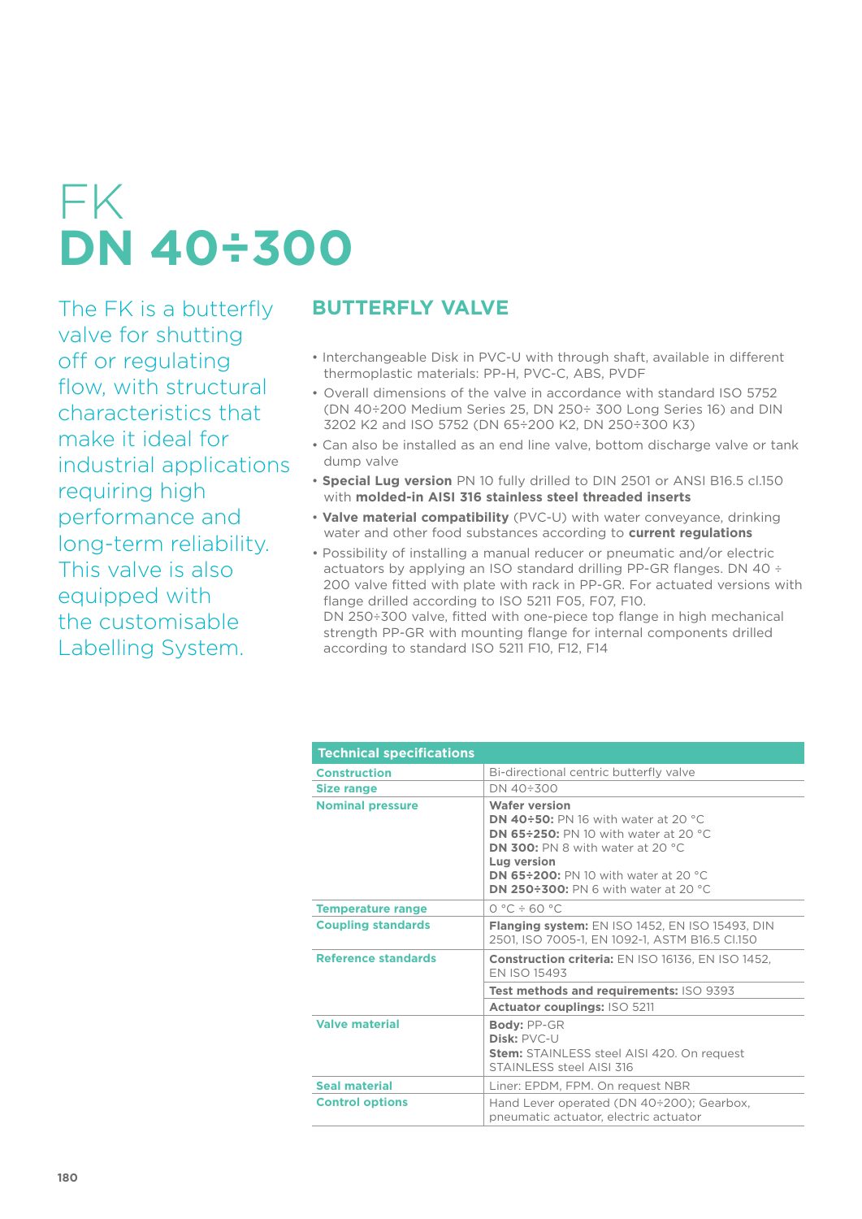# FK
# DN 40÷300

The FK is a butterfly valve for shutting off or regulating flow, with structural characteristics that make it ideal for industrial applications requiring high performance and long-term reliability. This valve is also equipped with the customisable Labelling System.

## BUTTERFLY VALVE

- Interchangeable Disk in PVC-U with through shaft, available in different thermoplastic materials: PP-H, PVC-C, ABS, PVDF
- Overall dimensions of the valve in accordance with standard ISO 5752 (DN 40÷200 Medium Series 25, DN 250÷ 300 Long Series 16) and DIN 3202 K2 and ISO 5752 (DN 65÷200 K2, DN 250÷300 K3)
- Can also be installed as an end line valve, bottom discharge valve or tank dump valve
- **Special Lug version** PN 10 fully drilled to DIN 2501 or ANSI B16.5 cl.150 with **molded-in AISI 316 stainless steel threaded inserts**
- **Valve material compatibility** (PVC-U) with water conveyance, drinking water and other food substances according to **current regulations**
- Possibility of installing a manual reducer or pneumatic and/or electric actuators by applying an ISO standard drilling PP-GR flanges. DN 40 ÷ 200 valve fitted with plate with rack in PP-GR. For actuated versions with flange drilled according to ISO 5211 F05, F07, F10.
  DN 250÷300 valve, fitted with one-piece top flange in high mechanical strength PP-GR with mounting flange for internal components drilled according to standard ISO 5211 F10, F12, F14

| Technical specifications | |
|---|---|
| **Construction** | Bi-directional centric butterfly valve |
| **Size range** | DN 40÷300 |
| **Nominal pressure** | **Wafer version**<br>**DN 40÷50:** PN 16 with water at 20 °C<br>**DN 65÷250:** PN 10 with water at 20 °C<br>**DN 300:** PN 8 with water at 20 °C<br>**Lug version**<br>**DN 65÷200:** PN 10 with water at 20 °C<br>**DN 250÷300:** PN 6 with water at 20 °C |
| **Temperature range** | 0 °C ÷ 60 °C |
| **Coupling standards** | **Flanging system:** EN ISO 1452, EN ISO 15493, DIN 2501, ISO 7005-1, EN 1092-1, ASTM B16.5 Cl.150 |
| **Reference standards** | **Construction criteria:** EN ISO 16136, EN ISO 1452, EN ISO 15493 |
| | **Test methods and requirements:** ISO 9393 |
| | **Actuator couplings:** ISO 5211 |
| **Valve material** | **Body:** PP-GR<br>**Disk:** PVC-U<br>**Stem:** STAINLESS steel AISI 420. On request STAINLESS steel AISI 316 |
| **Seal material** | Liner: EPDM, FPM. On request NBR |
| **Control options** | Hand Lever operated (DN 40÷200); Gearbox, pneumatic actuator, electric actuator |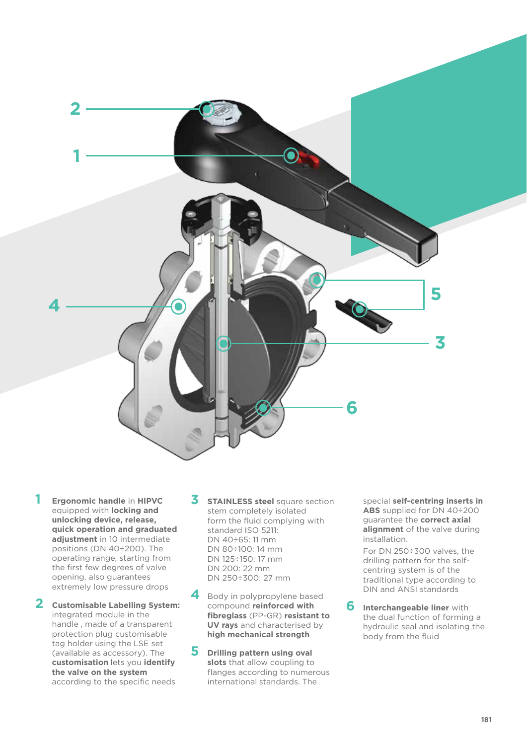**1** **Ergonomic handle** in **HIPVC** equipped with **locking and unlocking device, release, quick operation and graduated adjustment** in 10 intermediate positions (DN 40÷200). The operating range, starting from the first few degrees of valve opening, also guarantees extremely low pressure drops

**2** **Customisable Labelling System:** integrated module in the handle , made of a transparent protection plug customisable tag holder using the LSE set (available as accessory). The **customisation** lets you **identify the valve on the system** according to the specific needs

**3** **STAINLESS steel** square section stem completely isolated form the fluid complying with standard ISO 5211:
DN 40÷65: 11 mm
DN 80÷100: 14 mm
DN 125÷150: 17 mm
DN 200: 22 mm
DN 250÷300: 27 mm

**4** Body in polypropylene based compound **reinforced with fibreglass** (PP-GR) **resistant to UV rays** and characterised by **high mechanical strength**

**5** **Drilling pattern using oval slots** that allow coupling to flanges according to numerous international standards. The special **self-centring inserts in ABS** supplied for DN 40÷200 guarantee the **correct axial alignment** of the valve during installation.

For DN 250÷300 valves, the drilling pattern for the self-centring system is of the traditional type according to DIN and ANSI standards

**6** **Interchangeable liner** with the dual function of forming a hydraulic seal and isolating the body from the fluid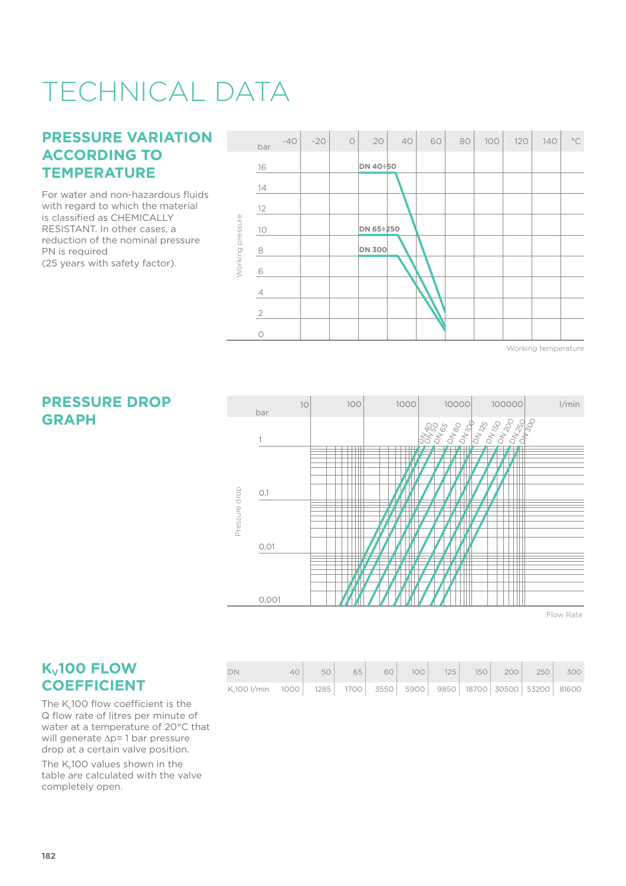# TECHNICAL DATA

## PRESSURE VARIATION ACCORDING TO TEMPERATURE

For water and non-hazardous fluids with regard to which the material is classified as CHEMICALLY RESISTANT. In other cases, a reduction of the nominal pressure PN is required (25 years with safety factor).

## PRESSURE DROP GRAPH

## $K_V$100 FLOW COEFFICIENT

The $K_v$100 flow coefficient is the Q flow rate of litres per minute of water at a temperature of 20°C that will generate Δp= 1 bar pressure drop at a certain valve position.

The $K_v$100 values shown in the table are calculated with the valve completely open.

| DN | 40 | 50 | 65 | 80 | 100 | 125 | 150 | 200 | 250 | 300 |
|---|---|---|---|---|---|---|---|---|---|---|
| $K_v$100 l/min | 1000 | 1285 | 1700 | 3550 | 5900 | 9850 | 18700 | 30500 | 53200 | 81600 |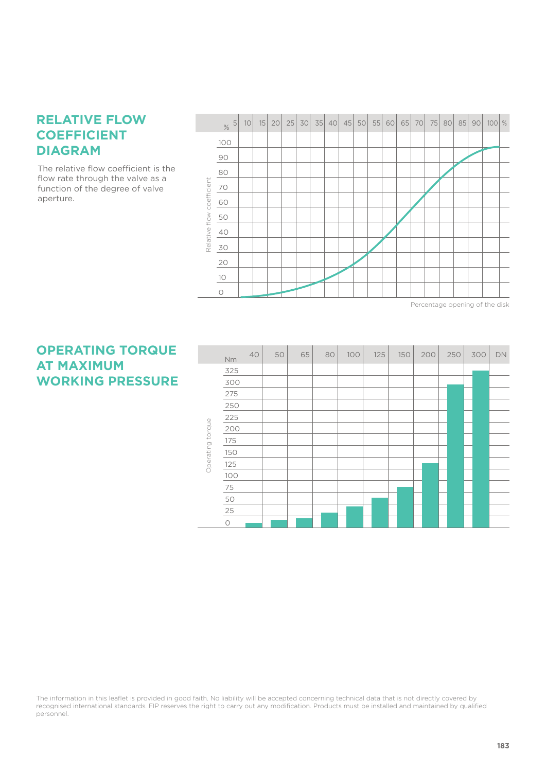## RELATIVE FLOW COEFFICIENT DIAGRAM

The relative flow coefficient is the flow rate through the valve as a function of the degree of valve aperture.

## OPERATING TORQUE AT MAXIMUM WORKING PRESSURE

The information in this leaflet is provided in good faith. No liability will be accepted concerning technical data that is not directly covered by recognised international standards. FIP reserves the right to carry out any modification. Products must be installed and maintained by qualified personnel.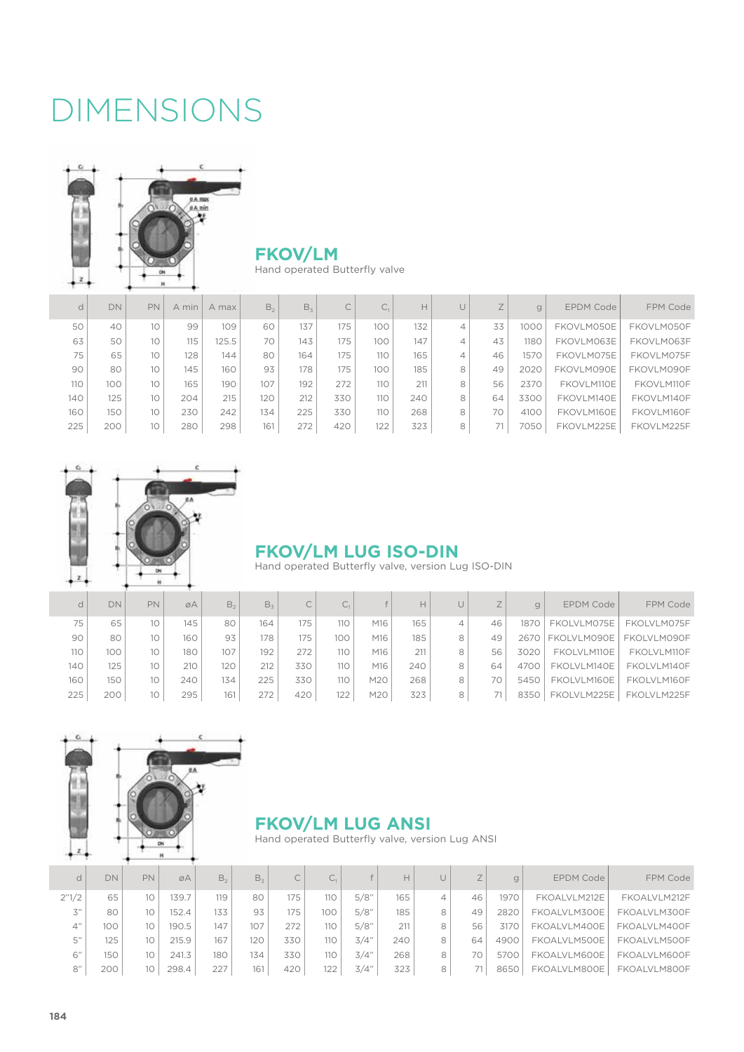# DIMENSIONS

## FKOV/LM

Hand operated Butterfly valve

| d | DN | PN | A min | A max | $B_2$ | $B_3$ | C | $C_1$ | H | U | Z | g | EPDM Code | FPM Code |
|---|---|---|---|---|---|---|---|---|---|---|---|---|---|---|
| 50 | 40 | 10 | 99 | 109 | 60 | 137 | 175 | 100 | 132 | 4 | 33 | 1000 | FKOVLM050E | FKOVLM050F |
| 63 | 50 | 10 | 115 | 125.5 | 70 | 143 | 175 | 100 | 147 | 4 | 43 | 1180 | FKOVLM063E | FKOVLM063F |
| 75 | 65 | 10 | 128 | 144 | 80 | 164 | 175 | 110 | 165 | 4 | 46 | 1570 | FKOVLM075E | FKOVLM075F |
| 90 | 80 | 10 | 145 | 160 | 93 | 178 | 175 | 100 | 185 | 8 | 49 | 2020 | FKOVLM090E | FKOVLM090F |
| 110 | 100 | 10 | 165 | 190 | 107 | 192 | 272 | 110 | 211 | 8 | 56 | 2370 | FKOVLM110E | FKOVLM110F |
| 140 | 125 | 10 | 204 | 215 | 120 | 212 | 330 | 110 | 240 | 8 | 64 | 3300 | FKOVLM140E | FKOVLM140F |
| 160 | 150 | 10 | 230 | 242 | 134 | 225 | 330 | 110 | 268 | 8 | 70 | 4100 | FKOVLM160E | FKOVLM160F |
| 225 | 200 | 10 | 280 | 298 | 161 | 272 | 420 | 122 | 323 | 8 | 71 | 7050 | FKOVLM225E | FKOVLM225F |

## FKOV/LM LUG ISO-DIN

Hand operated Butterfly valve, version Lug ISO-DIN

| d | DN | PN | øA | $B_2$ | $B_3$ | C | $C_1$ | f | H | U | Z | g | EPDM Code | FPM Code |
|---|---|---|---|---|---|---|---|---|---|---|---|---|---|---|
| 75 | 65 | 10 | 145 | 80 | 164 | 175 | 110 | M16 | 165 | 4 | 46 | 1870 | FKOLVLM075E | FKOLVLM075F |
| 90 | 80 | 10 | 160 | 93 | 178 | 175 | 100 | M16 | 185 | 8 | 49 | 2670 | FKOLVLM090E | FKOLVLM090F |
| 110 | 100 | 10 | 180 | 107 | 192 | 272 | 110 | M16 | 211 | 8 | 56 | 3020 | FKOLVLM110E | FKOLVLM110F |
| 140 | 125 | 10 | 210 | 120 | 212 | 330 | 110 | M16 | 240 | 8 | 64 | 4700 | FKOLVLM140E | FKOLVLM140F |
| 160 | 150 | 10 | 240 | 134 | 225 | 330 | 110 | M20 | 268 | 8 | 70 | 5450 | FKOLVLM160E | FKOLVLM160F |
| 225 | 200 | 10 | 295 | 161 | 272 | 420 | 122 | M20 | 323 | 8 | 71 | 8350 | FKOLVLM225E | FKOLVLM225F |

## FKOV/LM LUG ANSI

Hand operated Butterfly valve, version Lug ANSI

| d | DN | PN | øA | $B_2$ | $B_3$ | C | $C_1$ | f | H | U | Z | g | EPDM Code | FPM Code |
|---|---|---|---|---|---|---|---|---|---|---|---|---|---|---|
| 2"1/2 | 65 | 10 | 139.7 | 119 | 80 | 175 | 110 | 5/8" | 165 | 4 | 46 | 1970 | FKOALVLM212E | FKOALVLM212F |
| 3" | 80 | 10 | 152.4 | 133 | 93 | 175 | 100 | 5/8" | 185 | 8 | 49 | 2820 | FKOALVLM300E | FKOALVLM300F |
| 4" | 100 | 10 | 190.5 | 147 | 107 | 272 | 110 | 5/8" | 211 | 8 | 56 | 3170 | FKOALVLM400E | FKOALVLM400F |
| 5" | 125 | 10 | 215.9 | 167 | 120 | 330 | 110 | 3/4" | 240 | 8 | 64 | 4900 | FKOALVLM500E | FKOALVLM500F |
| 6" | 150 | 10 | 241.3 | 180 | 134 | 330 | 110 | 3/4" | 268 | 8 | 70 | 5700 | FKOALVLM600E | FKOALVLM600F |
| 8" | 200 | 10 | 298.4 | 227 | 161 | 420 | 122 | 3/4" | 323 | 8 | 71 | 8650 | FKOALVLM800E | FKOALVLM800F |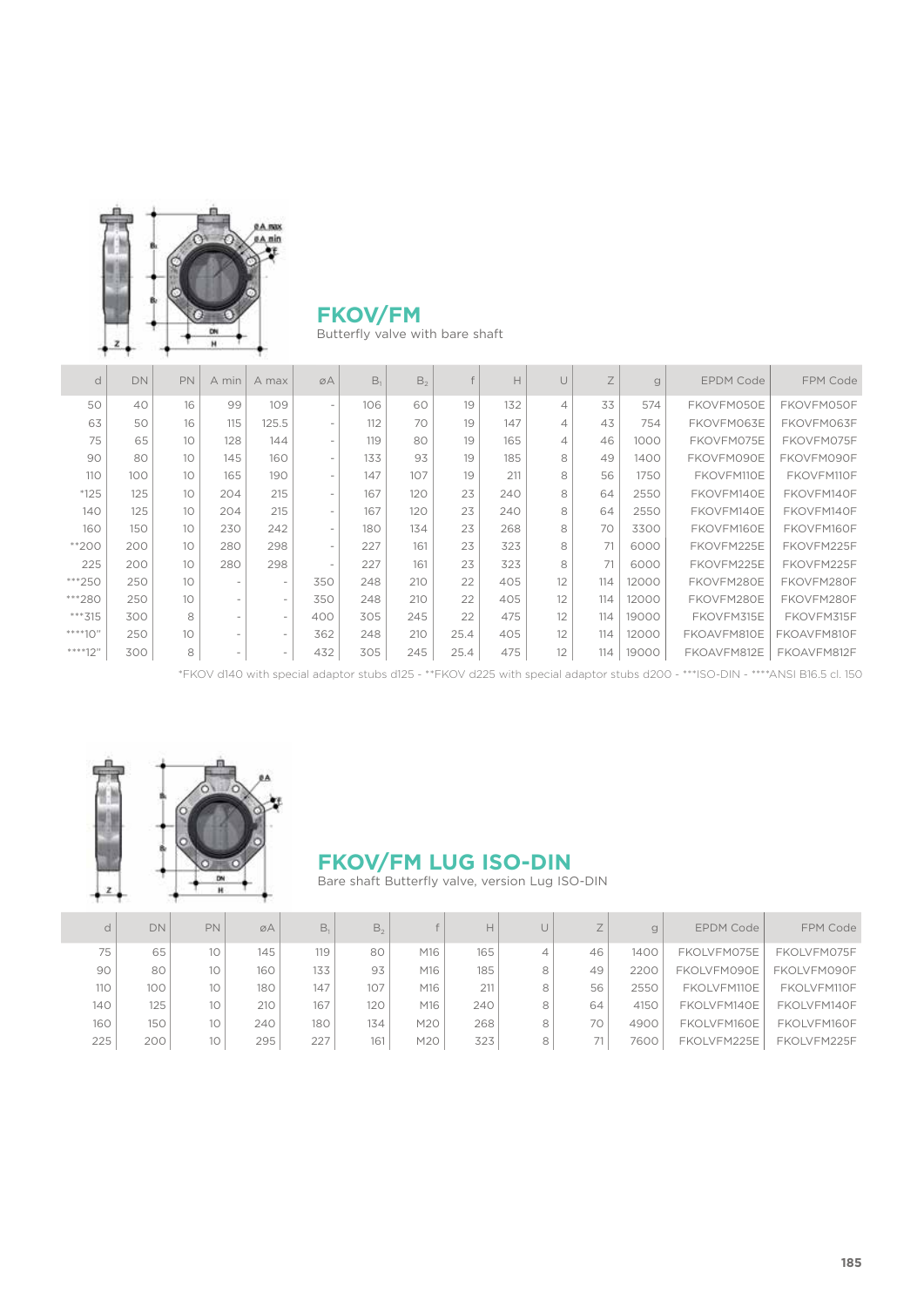## FKOV/FM

Butterfly valve with bare shaft

| d | DN | PN | A min | A max | øA | $B_1$ | $B_2$ | f | H | U | Z | g | EPDM Code | FPM Code |
|---|---|---|---|---|---|---|---|---|---|---|---|---|---|---|
| 50 | 40 | 16 | 99 | 109 | - | 106 | 60 | 19 | 132 | 4 | 33 | 574 | FKOVFM050E | FKOVFM050F |
| 63 | 50 | 16 | 115 | 125.5 | - | 112 | 70 | 19 | 147 | 4 | 43 | 754 | FKOVFM063E | FKOVFM063F |
| 75 | 65 | 10 | 128 | 144 | - | 119 | 80 | 19 | 165 | 4 | 46 | 1000 | FKOVFM075E | FKOVFM075F |
| 90 | 80 | 10 | 145 | 160 | - | 133 | 93 | 19 | 185 | 8 | 49 | 1400 | FKOVFM090E | FKOVFM090F |
| 110 | 100 | 10 | 165 | 190 | - | 147 | 107 | 19 | 211 | 8 | 56 | 1750 | FKOVFM110E | FKOVFM110F |
| *125 | 125 | 10 | 204 | 215 | - | 167 | 120 | 23 | 240 | 8 | 64 | 2550 | FKOVFM140E | FKOVFM140F |
| 140 | 125 | 10 | 204 | 215 | - | 167 | 120 | 23 | 240 | 8 | 64 | 2550 | FKOVFM140E | FKOVFM140F |
| 160 | 150 | 10 | 230 | 242 | - | 180 | 134 | 23 | 268 | 8 | 70 | 3300 | FKOVFM160E | FKOVFM160F |
| **200 | 200 | 10 | 280 | 298 | - | 227 | 161 | 23 | 323 | 8 | 71 | 6000 | FKOVFM225E | FKOVFM225F |
| 225 | 200 | 10 | 280 | 298 | - | 227 | 161 | 23 | 323 | 8 | 71 | 6000 | FKOVFM225E | FKOVFM225F |
| ***250 | 250 | 10 | - | - | 350 | 248 | 210 | 22 | 405 | 12 | 114 | 12000 | FKOVFM280E | FKOVFM280F |
| ***280 | 250 | 10 | - | - | 350 | 248 | 210 | 22 | 405 | 12 | 114 | 12000 | FKOVFM280E | FKOVFM280F |
| ***315 | 300 | 8 | - | - | 400 | 305 | 245 | 22 | 475 | 12 | 114 | 19000 | FKOVFM315E | FKOVFM315F |
| ****10" | 250 | 10 | - | - | 362 | 248 | 210 | 25.4 | 405 | 12 | 114 | 12000 | FKOAVFM810E | FKOAVFM810F |
| ****12" | 300 | 8 | - | - | 432 | 305 | 245 | 25.4 | 475 | 12 | 114 | 19000 | FKOAVFM812E | FKOAVFM812F |

*FKOV d140 with special adaptor stubs d125 - **FKOV d225 with special adaptor stubs d200 - ***ISO-DIN - ****ANSI B16.5 cl. 150

## FKOV/FM LUG ISO-DIN

Bare shaft Butterfly valve, version Lug ISO-DIN

| d | DN | PN | øA | $B_1$ | $B_2$ | f | H | U | Z | g | EPDM Code | FPM Code |
|---|---|---|---|---|---|---|---|---|---|---|---|---|
| 75 | 65 | 10 | 145 | 119 | 80 | M16 | 165 | 4 | 46 | 1400 | FKOLVFM075E | FKOLVFM075F |
| 90 | 80 | 10 | 160 | 133 | 93 | M16 | 185 | 8 | 49 | 2200 | FKOLVFM090E | FKOLVFM090F |
| 110 | 100 | 10 | 180 | 147 | 107 | M16 | 211 | 8 | 56 | 2550 | FKOLVFM110E | FKOLVFM110F |
| 140 | 125 | 10 | 210 | 167 | 120 | M16 | 240 | 8 | 64 | 4150 | FKOLVFM140E | FKOLVFM140F |
| 160 | 150 | 10 | 240 | 180 | 134 | M20 | 268 | 8 | 70 | 4900 | FKOLVFM160E | FKOLVFM160F |
| 225 | 200 | 10 | 295 | 227 | 161 | M20 | 323 | 8 | 71 | 7600 | FKOLVFM225E | FKOLVFM225F |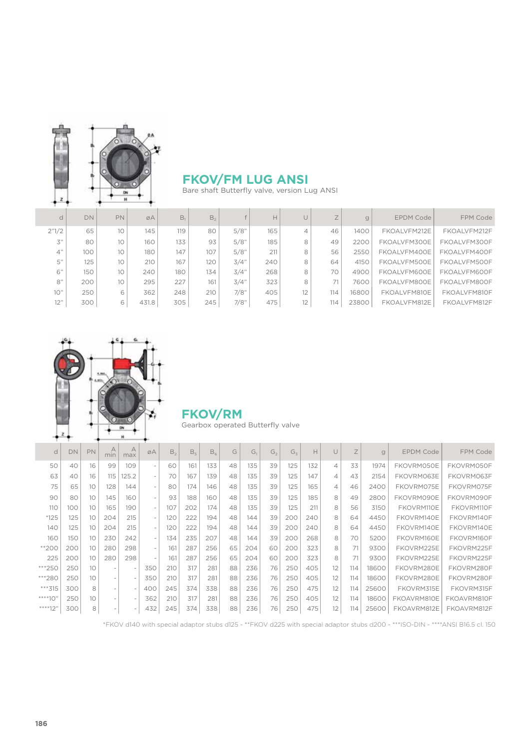## FKOV/FM LUG ANSI

Bare shaft Butterfly valve, version Lug ANSI

| d | DN | PN | øA | $B_1$ | $B_2$ | f | H | U | Z | g | EPDM Code | FPM Code |
|---|---|---|---|---|---|---|---|---|---|---|---|---|
| 2"1/2 | 65 | 10 | 145 | 119 | 80 | 5/8" | 165 | 4 | 46 | 1400 | FKOALVFM212E | FKOALVFM212F |
| 3" | 80 | 10 | 160 | 133 | 93 | 5/8" | 185 | 8 | 49 | 2200 | FKOALVFM300E | FKOALVFM300F |
| 4" | 100 | 10 | 180 | 147 | 107 | 5/8" | 211 | 8 | 56 | 2550 | FKOALVFM400E | FKOALVFM400F |
| 5" | 125 | 10 | 210 | 167 | 120 | 3/4" | 240 | 8 | 64 | 4150 | FKOALVFM500E | FKOALVFM500F |
| 6" | 150 | 10 | 240 | 180 | 134 | 3/4" | 268 | 8 | 70 | 4900 | FKOALVFM600E | FKOALVFM600F |
| 8" | 200 | 10 | 295 | 227 | 161 | 3/4" | 323 | 8 | 71 | 7600 | FKOALVFM800E | FKOALVFM800F |
| 10" | 250 | 6 | 362 | 248 | 210 | 7/8" | 405 | 12 | 114 | 16800 | FKOALVFM810E | FKOALVFM810F |
| 12" | 300 | 6 | 431.8 | 305 | 245 | 7/8" | 475 | 12 | 114 | 23800 | FKOALVFM812E | FKOALVFM812F |

## FKOV/RM

Gearbox operated Butterfly valve

| d | DN | PN | A min | A max | øA | $B_2$ | $B_5$ | $B_6$ | G | $G_1$ | $G_2$ | $G_3$ | H | U | Z | g | EPDM Code | FPM Code |
|---|---|---|---|---|---|---|---|---|---|---|---|---|---|---|---|---|---|---|
| 50 | 40 | 16 | 99 | 109 | - | 60 | 161 | 133 | 48 | 135 | 39 | 125 | 132 | 4 | 33 | 1974 | FKOVRM050E | FKOVRM050F |
| 63 | 40 | 16 | 115 | 125.2 | - | 70 | 167 | 139 | 48 | 135 | 39 | 125 | 147 | 4 | 43 | 2154 | FKOVRM063E | FKOVRM063F |
| 75 | 65 | 10 | 128 | 144 | - | 80 | 174 | 146 | 48 | 135 | 39 | 125 | 165 | 4 | 46 | 2400 | FKOVRM075E | FKOVRM075F |
| 90 | 80 | 10 | 145 | 160 | - | 93 | 188 | 160 | 48 | 135 | 39 | 125 | 185 | 8 | 49 | 2800 | FKOVRM090E | FKOVRM090F |
| 110 | 100 | 10 | 165 | 190 | - | 107 | 202 | 174 | 48 | 135 | 39 | 125 | 211 | 8 | 56 | 3150 | FKOVRM110E | FKOVRM110F |
| *125 | 125 | 10 | 204 | 215 | - | 120 | 222 | 194 | 48 | 144 | 39 | 200 | 240 | 8 | 64 | 4450 | FKOVRM140E | FKOVRM140F |
| 140 | 125 | 10 | 204 | 215 | - | 120 | 222 | 194 | 48 | 144 | 39 | 200 | 240 | 8 | 64 | 4450 | FKOVRM140E | FKOVRM140E |
| 160 | 150 | 10 | 230 | 242 | - | 134 | 235 | 207 | 48 | 144 | 39 | 200 | 268 | 8 | 70 | 5200 | FKOVRM160E | FKOVRM160F |
| **200 | 200 | 10 | 280 | 298 | - | 161 | 287 | 256 | 65 | 204 | 60 | 200 | 323 | 8 | 71 | 9300 | FKOVRM225E | FKOVRM225F |
| 225 | 200 | 10 | 280 | 298 | - | 161 | 287 | 256 | 65 | 204 | 60 | 200 | 323 | 8 | 71 | 9300 | FKOVRM225E | FKOVRM225F |
| ***250 | 250 | 10 | - | - | 350 | 210 | 317 | 281 | 88 | 236 | 76 | 250 | 405 | 12 | 114 | 18600 | FKOVRM280E | FKOVRM280F |
| ***280 | 250 | 10 | - | - | 350 | 210 | 317 | 281 | 88 | 236 | 76 | 250 | 405 | 12 | 114 | 18600 | FKOVRM280E | FKOVRM280F |
| ***315 | 300 | 8 | - | - | 400 | 245 | 374 | 338 | 88 | 236 | 76 | 250 | 475 | 12 | 114 | 25600 | FKOVRM315E | FKOVRM315F |
| ****10" | 250 | 10 | - | - | 362 | 210 | 317 | 281 | 88 | 236 | 76 | 250 | 405 | 12 | 114 | 18600 | FKOAVRM810E | FKOAVRM810F |
| ****12" | 300 | 8 | - | - | 432 | 245 | 374 | 338 | 88 | 236 | 76 | 250 | 475 | 12 | 114 | 25600 | FKOAVRM812E | FKOAVRM812F |

*FKOV d140 with special adaptor stubs d125 - **FKOV d225 with special adaptor stubs d200 - ***ISO-DIN - ****ANSI B16.5 cl. 150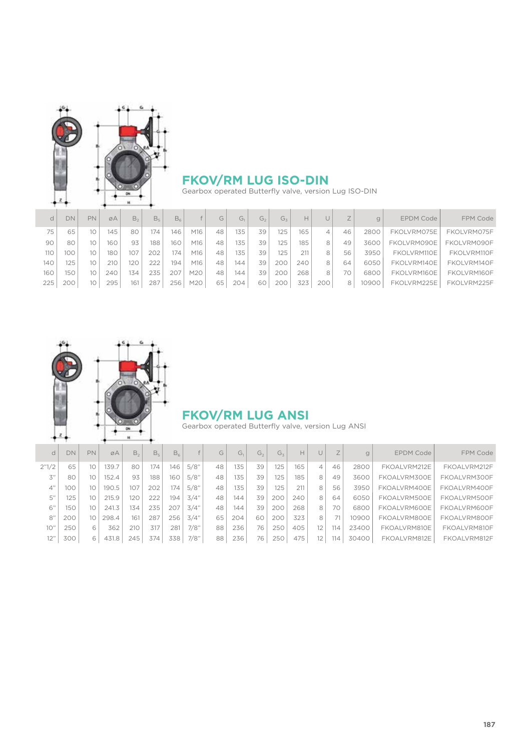## FKOV/RM LUG ISO-DIN

Gearbox operated Butterfly valve, version Lug ISO-DIN

| d | DN | PN | øA | $B_2$ | $B_5$ | $B_6$ | f | G | $G_1$ | $G_2$ | $G_3$ | H | U | Z | g | EPDM Code | FPM Code |
|---|---|---|---|---|---|---|---|---|---|---|---|---|---|---|---|---|---|
| 75 | 65 | 10 | 145 | 80 | 174 | 146 | M16 | 48 | 135 | 39 | 125 | 165 | 4 | 46 | 2800 | FKOLVRM075E | FKOLVRM075F |
| 90 | 80 | 10 | 160 | 93 | 188 | 160 | M16 | 48 | 135 | 39 | 125 | 185 | 8 | 49 | 3600 | FKOLVRM090E | FKOLVRM090F |
| 110 | 100 | 10 | 180 | 107 | 202 | 174 | M16 | 48 | 135 | 39 | 125 | 211 | 8 | 56 | 3950 | FKOLVRM110E | FKOLVRM110F |
| 140 | 125 | 10 | 210 | 120 | 222 | 194 | M16 | 48 | 144 | 39 | 200 | 240 | 8 | 64 | 6050 | FKOLVRM140E | FKOLVRM140F |
| 160 | 150 | 10 | 240 | 134 | 235 | 207 | M20 | 48 | 144 | 39 | 200 | 268 | 8 | 70 | 6800 | FKOLVRM160E | FKOLVRM160F |
| 225 | 200 | 10 | 295 | 161 | 287 | 256 | M20 | 65 | 204 | 60 | 200 | 323 | 200 | 8 | 10900 | FKOLVRM225E | FKOLVRM225F |

## FKOV/RM LUG ANSI

Gearbox operated Butterfly valve, version Lug ANSI

| d | DN | PN | øA | $B_2$ | $B_5$ | $B_6$ | f | G | $G_1$ | $G_2$ | $G_3$ | H | U | Z | g | EPDM Code | FPM Code |
|---|---|---|---|---|---|---|---|---|---|---|---|---|---|---|---|---|---|
| 2"1/2 | 65 | 10 | 139.7 | 80 | 174 | 146 | 5/8" | 48 | 135 | 39 | 125 | 165 | 4 | 46 | 2800 | FKOALVRM212E | FKOALVRM212F |
| 3" | 80 | 10 | 152.4 | 93 | 188 | 160 | 5/8" | 48 | 135 | 39 | 125 | 185 | 8 | 49 | 3600 | FKOALVRM300E | FKOALVRM300F |
| 4" | 100 | 10 | 190.5 | 107 | 202 | 174 | 5/8" | 48 | 135 | 39 | 125 | 211 | 8 | 56 | 3950 | FKOALVRM400E | FKOALVRM400F |
| 5" | 125 | 10 | 215.9 | 120 | 222 | 194 | 3/4" | 48 | 144 | 39 | 200 | 240 | 8 | 64 | 6050 | FKOALVRM500E | FKOALVRM500F |
| 6" | 150 | 10 | 241.3 | 134 | 235 | 207 | 3/4" | 48 | 144 | 39 | 200 | 268 | 8 | 70 | 6800 | FKOALVRM600E | FKOALVRM600F |
| 8" | 200 | 10 | 298.4 | 161 | 287 | 256 | 3/4" | 65 | 204 | 60 | 200 | 323 | 8 | 71 | 10900 | FKOALVRM800E | FKOALVRM800F |
| 10" | 250 | 6 | 362 | 210 | 317 | 281 | 7/8" | 88 | 236 | 76 | 250 | 405 | 12 | 114 | 23400 | FKOALVRM810E | FKOALVRM810F |
| 12" | 300 | 6 | 431.8 | 245 | 374 | 338 | 7/8" | 88 | 236 | 76 | 250 | 475 | 12 | 114 | 30400 | FKOALVRM812E | FKOALVRM812F |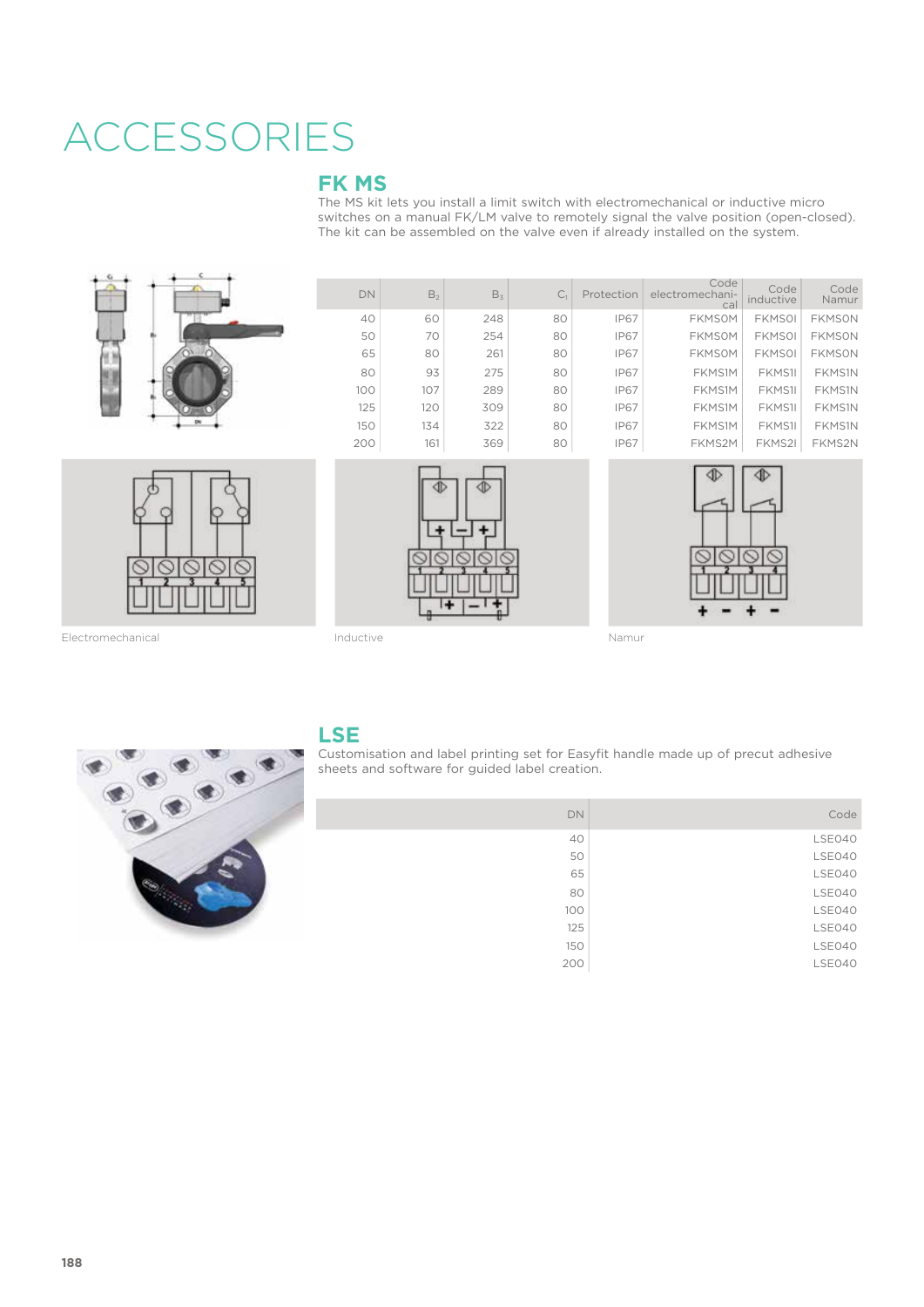# ACCESSORIES

## FK MS

The MS kit lets you install a limit switch with electromechanical or inductive micro switches on a manual FK/LM valve to remotely signal the valve position (open-closed). The kit can be assembled on the valve even if already installed on the system.

| DN | $B_2$ | $B_3$ | $C_1$ | Protection | Code electromechanical | Code inductive | Code Namur |
|---|---|---|---|---|---|---|---|
| 40 | 60 | 248 | 80 | IP67 | FKMS0M | FKMS0I | FKMS0N |
| 50 | 70 | 254 | 80 | IP67 | FKMS0M | FKMS0I | FKMS0N |
| 65 | 80 | 261 | 80 | IP67 | FKMS0M | FKMS0I | FKMS0N |
| 80 | 93 | 275 | 80 | IP67 | FKMS1M | FKMS1I | FKMS1N |
| 100 | 107 | 289 | 80 | IP67 | FKMS1M | FKMS1I | FKMS1N |
| 125 | 120 | 309 | 80 | IP67 | FKMS1M | FKMS1I | FKMS1N |
| 150 | 134 | 322 | 80 | IP67 | FKMS1M | FKMS1I | FKMS1N |
| 200 | 161 | 369 | 80 | IP67 | FKMS2M | FKMS2I | FKMS2N |

Electromechanical

Inductive

Namur

## LSE

Customisation and label printing set for Easyfit handle made up of precut adhesive sheets and software for guided label creation.

| DN | Code |
|---|---|
| 40 | LSE040 |
| 50 | LSE040 |
| 65 | LSE040 |
| 80 | LSE040 |
| 100 | LSE040 |
| 125 | LSE040 |
| 150 | LSE040 |
| 200 | LSE040 |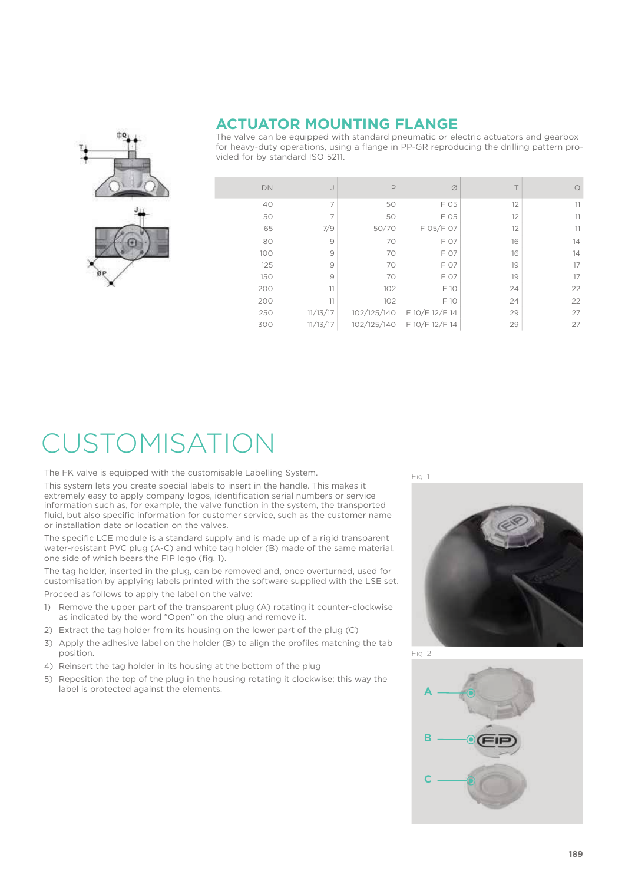## ACTUATOR MOUNTING FLANGE

The valve can be equipped with standard pneumatic or electric actuators and gearbox for heavy-duty operations, using a flange in PP-GR reproducing the drilling pattern provided for by standard ISO 5211.

| DN | J | P | Ø | T | Q |
|---|---|---|---|---|---|
| 40 | 7 | 50 | F 05 | 12 | 11 |
| 50 | 7 | 50 | F 05 | 12 | 11 |
| 65 | 7/9 | 50/70 | F 05/F 07 | 12 | 11 |
| 80 | 9 | 70 | F 07 | 16 | 14 |
| 100 | 9 | 70 | F 07 | 16 | 14 |
| 125 | 9 | 70 | F 07 | 19 | 17 |
| 150 | 9 | 70 | F 07 | 19 | 17 |
| 200 | 11 | 102 | F 10 | 24 | 22 |
| 200 | 11 | 102 | F 10 | 24 | 22 |
| 250 | 11/13/17 | 102/125/140 | F 10/F 12/F 14 | 29 | 27 |
| 300 | 11/13/17 | 102/125/140 | F 10/F 12/F 14 | 29 | 27 |

# CUSTOMISATION

The FK valve is equipped with the customisable Labelling System.

This system lets you create special labels to insert in the handle. This makes it extremely easy to apply company logos, identification serial numbers or service information such as, for example, the valve function in the system, the transported fluid, but also specific information for customer service, such as the customer name or installation date or location on the valves.

The specific LCE module is a standard supply and is made up of a rigid transparent water-resistant PVC plug (A-C) and white tag holder (B) made of the same material, one side of which bears the FIP logo (fig. 1).

The tag holder, inserted in the plug, can be removed and, once overturned, used for customisation by applying labels printed with the software supplied with the LSE set.

Proceed as follows to apply the label on the valve:

1) Remove the upper part of the transparent plug (A) rotating it counter-clockwise as indicated by the word "Open" on the plug and remove it.
2) Extract the tag holder from its housing on the lower part of the plug (C)
3) Apply the adhesive label on the holder (B) to align the profiles matching the tab position.
4) Reinsert the tag holder in its housing at the bottom of the plug
5) Reposition the top of the plug in the housing rotating it clockwise; this way the label is protected against the elements.

Fig. 1

Fig. 2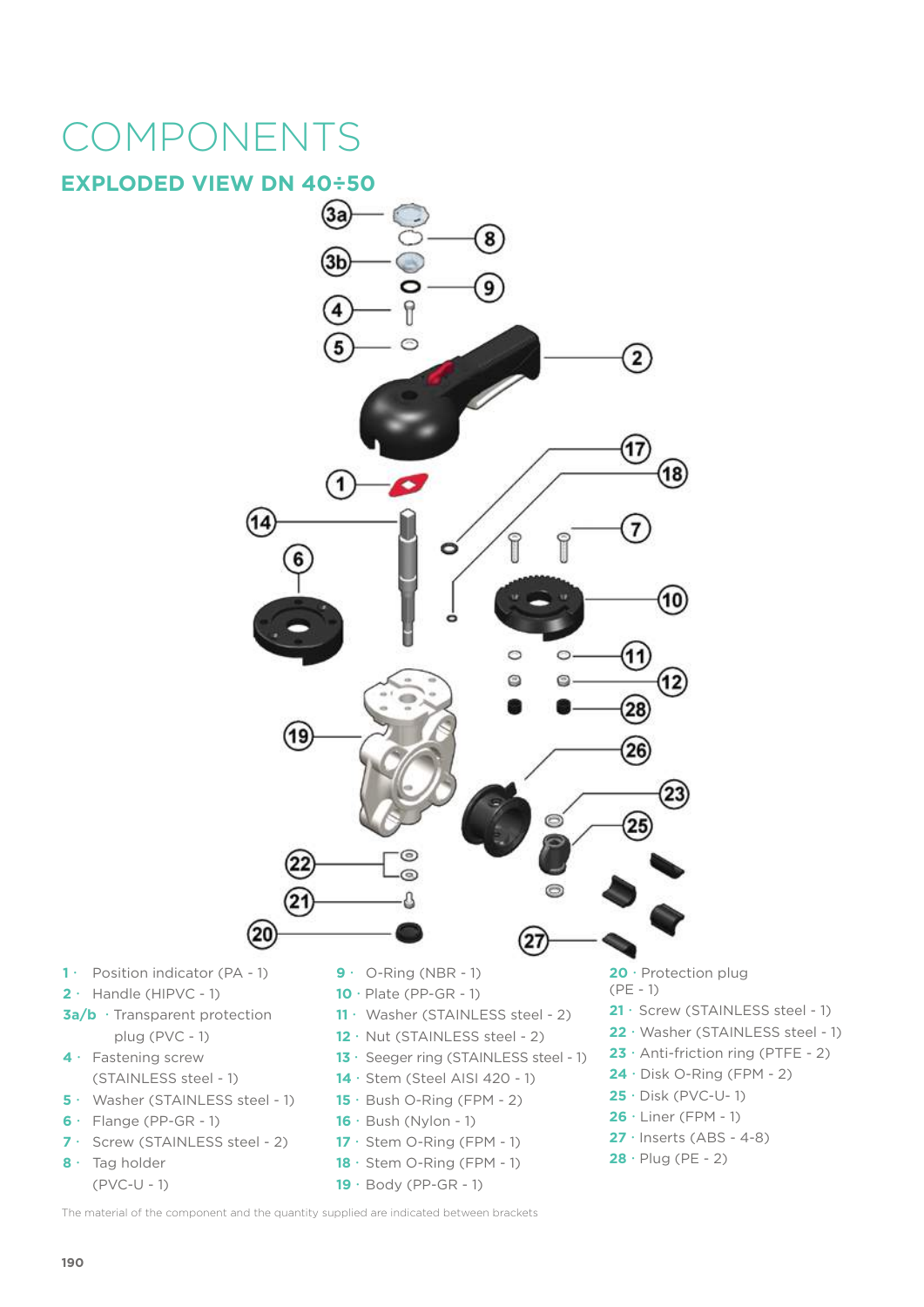# COMPONENTS

## EXPLODED VIEW DN 40÷50

1 · Position indicator (PA - 1)
2 · Handle (HIPVC - 1)
3a/b · Transparent protection plug (PVC - 1)
4 · Fastening screw (STAINLESS steel - 1)
5 · Washer (STAINLESS steel - 1)
6 · Flange (PP-GR - 1)
7 · Screw (STAINLESS steel - 2)
8 · Tag holder (PVC-U - 1)
9 · O-Ring (NBR - 1)
10 · Plate (PP-GR - 1)
11 · Washer (STAINLESS steel - 2)
12 · Nut (STAINLESS steel - 2)
13 · Seeger ring (STAINLESS steel - 1)
14 · Stem (Steel AISI 420 - 1)
15 · Bush O-Ring (FPM - 2)
16 · Bush (Nylon - 1)
17 · Stem O-Ring (FPM - 1)
18 · Stem O-Ring (FPM - 1)
19 · Body (PP-GR - 1)
20 · Protection plug (PE - 1)
21 · Screw (STAINLESS steel - 1)
22 · Washer (STAINLESS steel - 1)
23 · Anti-friction ring (PTFE - 2)
24 · Disk O-Ring (FPM - 2)
25 · Disk (PVC-U- 1)
26 · Liner (FPM - 1)
27 · Inserts (ABS - 4-8)
28 · Plug (PE - 2)

The material of the component and the quantity supplied are indicated between brackets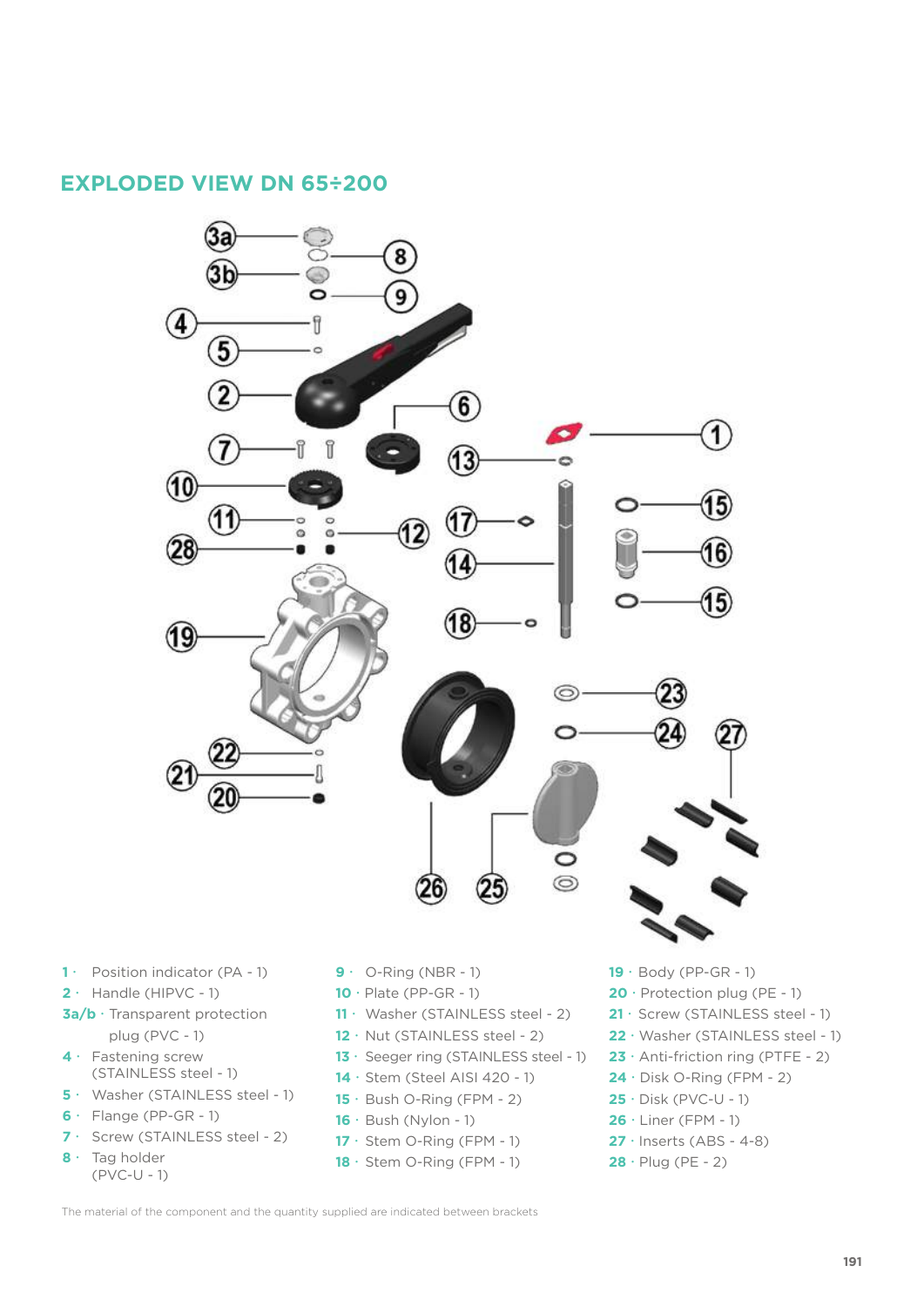## EXPLODED VIEW DN 65÷200

1 · Position indicator (PA - 1)
2 · Handle (HIPVC - 1)
3a/b · Transparent protection plug (PVC - 1)
4 · Fastening screw (STAINLESS steel - 1)
5 · Washer (STAINLESS steel - 1)
6 · Flange (PP-GR - 1)
7 · Screw (STAINLESS steel - 2)
8 · Tag holder (PVC-U - 1)
9 · O-Ring (NBR - 1)
10 · Plate (PP-GR - 1)
11 · Washer (STAINLESS steel - 2)
12 · Nut (STAINLESS steel - 2)
13 · Seeger ring (STAINLESS steel - 1)
14 · Stem (Steel AISI 420 - 1)
15 · Bush O-Ring (FPM - 2)
16 · Bush (Nylon - 1)
17 · Stem O-Ring (FPM - 1)
18 · Stem O-Ring (FPM - 1)
19 · Body (PP-GR - 1)
20 · Protection plug (PE - 1)
21 · Screw (STAINLESS steel - 1)
22 · Washer (STAINLESS steel - 1)
23 · Anti-friction ring (PTFE - 2)
24 · Disk O-Ring (FPM - 2)
25 · Disk (PVC-U - 1)
26 · Liner (FPM - 1)
27 · Inserts (ABS - 4-8)
28 · Plug (PE - 2)

The material of the component and the quantity supplied are indicated between brackets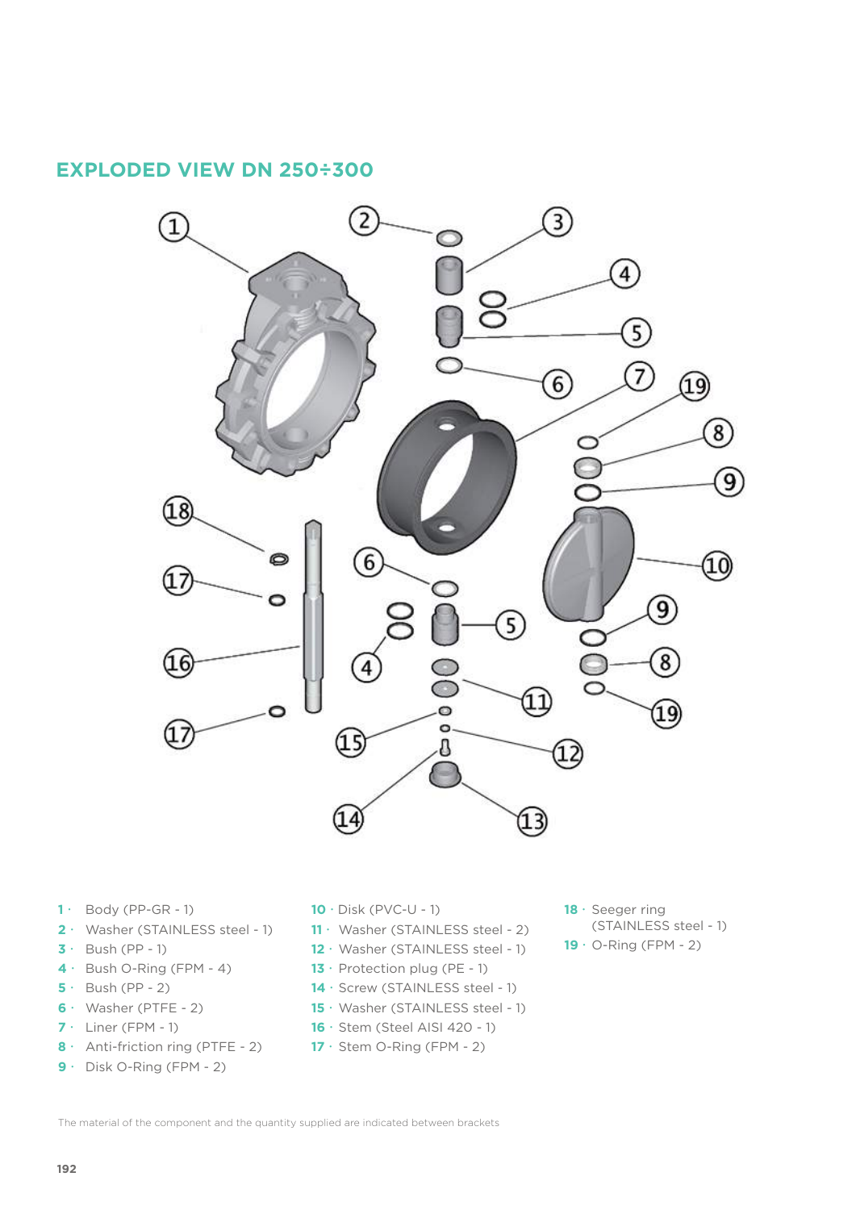## EXPLODED VIEW DN 250÷300

1 · Body (PP-GR - 1)
2 · Washer (STAINLESS steel - 1)
3 · Bush (PP - 1)
4 · Bush O-Ring (FPM - 4)
5 · Bush (PP - 2)
6 · Washer (PTFE - 2)
7 · Liner (FPM - 1)
8 · Anti-friction ring (PTFE - 2)
9 · Disk O-Ring (FPM - 2)
10 · Disk (PVC-U - 1)
11 · Washer (STAINLESS steel - 2)
12 · Washer (STAINLESS steel - 1)
13 · Protection plug (PE - 1)
14 · Screw (STAINLESS steel - 1)
15 · Washer (STAINLESS steel - 1)
16 · Stem (Steel AISI 420 - 1)
17 · Stem O-Ring (FPM - 2)
18 · Seeger ring (STAINLESS steel - 1)
19 · O-Ring (FPM - 2)

The material of the component and the quantity supplied are indicated between brackets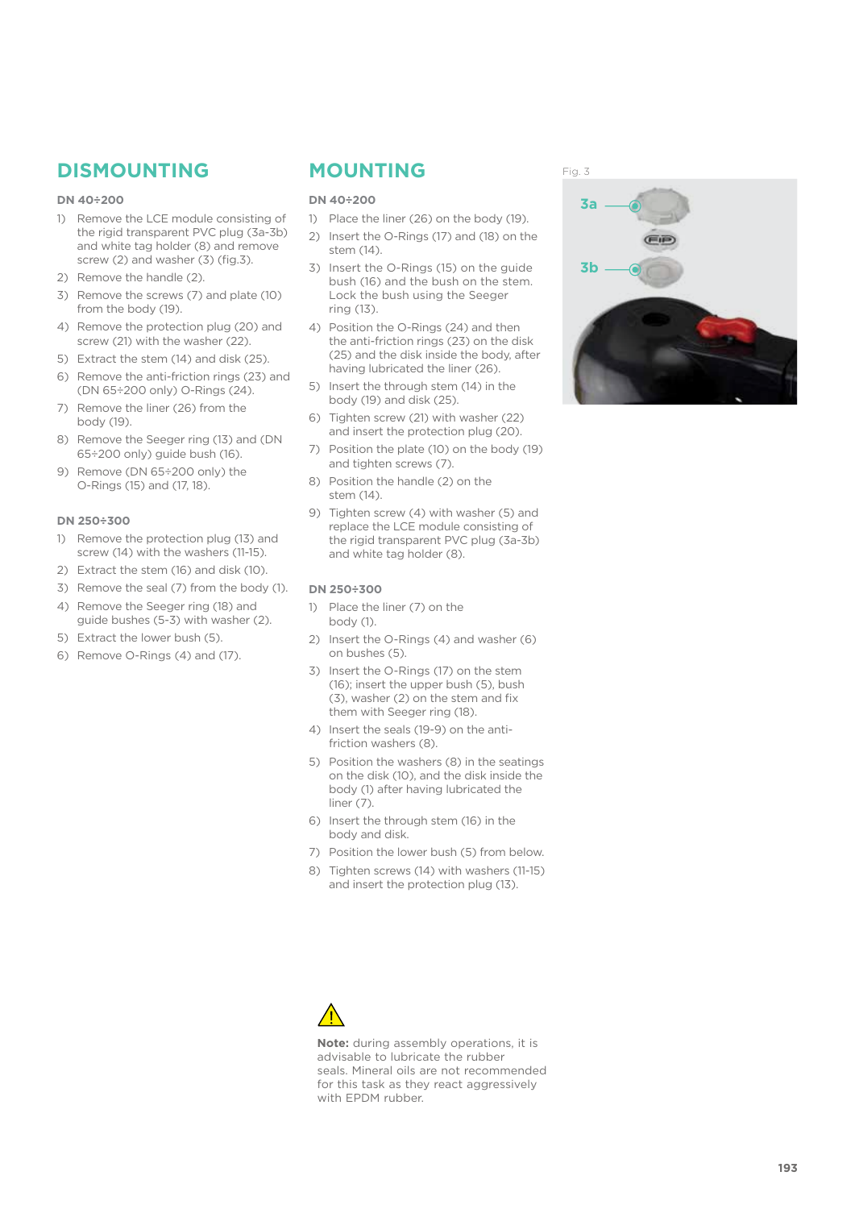## DISMOUNTING

### DN 40÷200

1) Remove the LCE module consisting of the rigid transparent PVC plug (3a-3b) and white tag holder (8) and remove screw (2) and washer (3) (fig.3).
2) Remove the handle (2).
3) Remove the screws (7) and plate (10) from the body (19).
4) Remove the protection plug (20) and screw (21) with the washer (22).
5) Extract the stem (14) and disk (25).
6) Remove the anti-friction rings (23) and (DN 65÷200 only) O-Rings (24).
7) Remove the liner (26) from the body (19).
8) Remove the Seeger ring (13) and (DN 65÷200 only) guide bush (16).
9) Remove (DN 65÷200 only) the O-Rings (15) and (17, 18).

### DN 250÷300

1) Remove the protection plug (13) and screw (14) with the washers (11-15).
2) Extract the stem (16) and disk (10).
3) Remove the seal (7) from the body (1).
4) Remove the Seeger ring (18) and guide bushes (5-3) with washer (2).
5) Extract the lower bush (5).
6) Remove O-Rings (4) and (17).

## MOUNTING

### DN 40÷200

1) Place the liner (26) on the body (19).
2) Insert the O-Rings (17) and (18) on the stem (14).
3) Insert the O-Rings (15) on the guide bush (16) and the bush on the stem. Lock the bush using the Seeger ring (13).
4) Position the O-Rings (24) and then the anti-friction rings (23) on the disk (25) and the disk inside the body, after having lubricated the liner (26).
5) Insert the through stem (14) in the body (19) and disk (25).
6) Tighten screw (21) with washer (22) and insert the protection plug (20).
7) Position the plate (10) on the body (19) and tighten screws (7).
8) Position the handle (2) on the stem (14).
9) Tighten screw (4) with washer (5) and replace the LCE module consisting of the rigid transparent PVC plug (3a-3b) and white tag holder (8).

### DN 250÷300

1) Place the liner (7) on the body (1).
2) Insert the O-Rings (4) and washer (6) on bushes (5).
3) Insert the O-Rings (17) on the stem (16); insert the upper bush (5), bush (3), washer (2) on the stem and fix them with Seeger ring (18).
4) Insert the seals (19-9) on the anti-friction washers (8).
5) Position the washers (8) in the seatings on the disk (10), and the disk inside the body (1) after having lubricated the liner (7).
6) Insert the through stem (16) in the body and disk.
7) Position the lower bush (5) from below.
8) Tighten screws (14) with washers (11-15) and insert the protection plug (13).

Fig. 3

3a

3b

**Note:** during assembly operations, it is advisable to lubricate the rubber seals. Mineral oils are not recommended for this task as they react aggressively with EPDM rubber.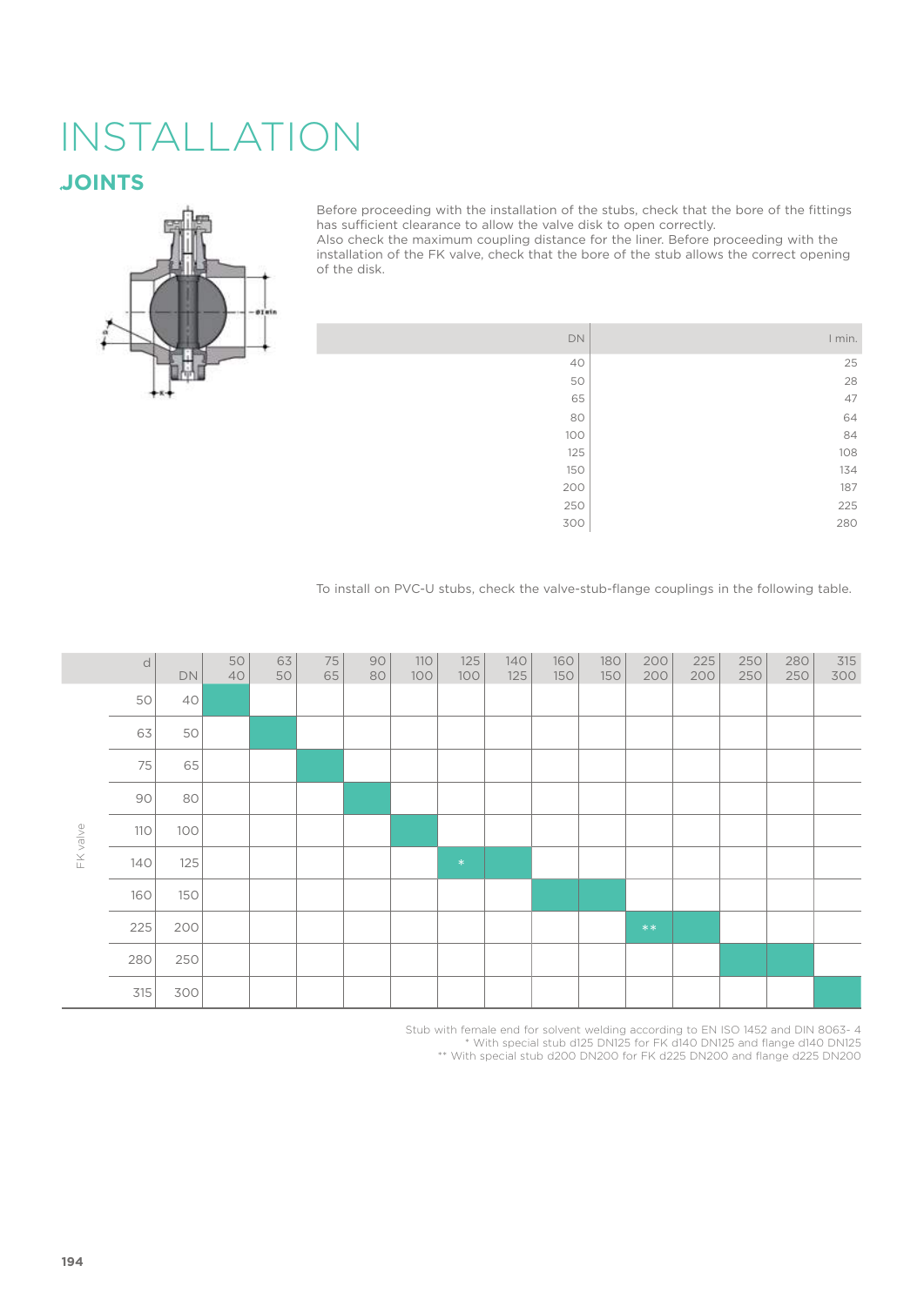# INSTALLATION

## JOINTS

Before proceeding with the installation of the stubs, check that the bore of the fittings has sufficient clearance to allow the valve disk to open correctly.
Also check the maximum coupling distance for the liner. Before proceeding with the installation of the FK valve, check that the bore of the stub allows the correct opening of the disk.

| DN | I min. |
|---|---|
| 40 | 25 |
| 50 | 28 |
| 65 | 47 |
| 80 | 64 |
| 100 | 84 |
| 125 | 108 |
| 150 | 134 |
| 200 | 187 |
| 250 | 225 |
| 300 | 280 |

To install on PVC-U stubs, check the valve-stub-flange couplings in the following table.

| | d<br>DN | 50<br>40 | 63<br>50 | 75<br>65 | 90<br>80 | 110<br>100 | 125<br>100 | 140<br>125 | 160<br>150 | 180<br>150 | 200<br>200 | 225<br>200 | 250<br>250 | 280<br>250 | 315<br>300 |
|---|---|---|---|---|---|---|---|---|---|---|---|---|---|---|---|
| FK valve | 50 / 40 | ■ | | | | | | | | | | | | | |
| | 63 / 50 | | ■ | | | | | | | | | | | | |
| | 75 / 65 | | | ■ | | | | | | | | | | | |
| | 90 / 80 | | | | ■ | | | | | | | | | | |
| | 110 / 100 | | | | | ■ | | | | | | | | | |
| | 140 / 125 | | | | | | * | ■ | | | | | | | |
| | 160 / 150 | | | | | | | | ■ | ■ | | | | | |
| | 225 / 200 | | | | | | | | | | ** | ■ | | | |
| | 280 / 250 | | | | | | | | | | | | ■ | ■ | |
| | 315 / 300 | | | | | | | | | | | | | | ■ |

Stub with female end for solvent welding according to EN ISO 1452 and DIN 8063- 4
\* With special stub d125 DN125 for FK d140 DN125 and flange d140 DN125
** With special stub d200 DN200 for FK d225 DN200 and flange d225 DN200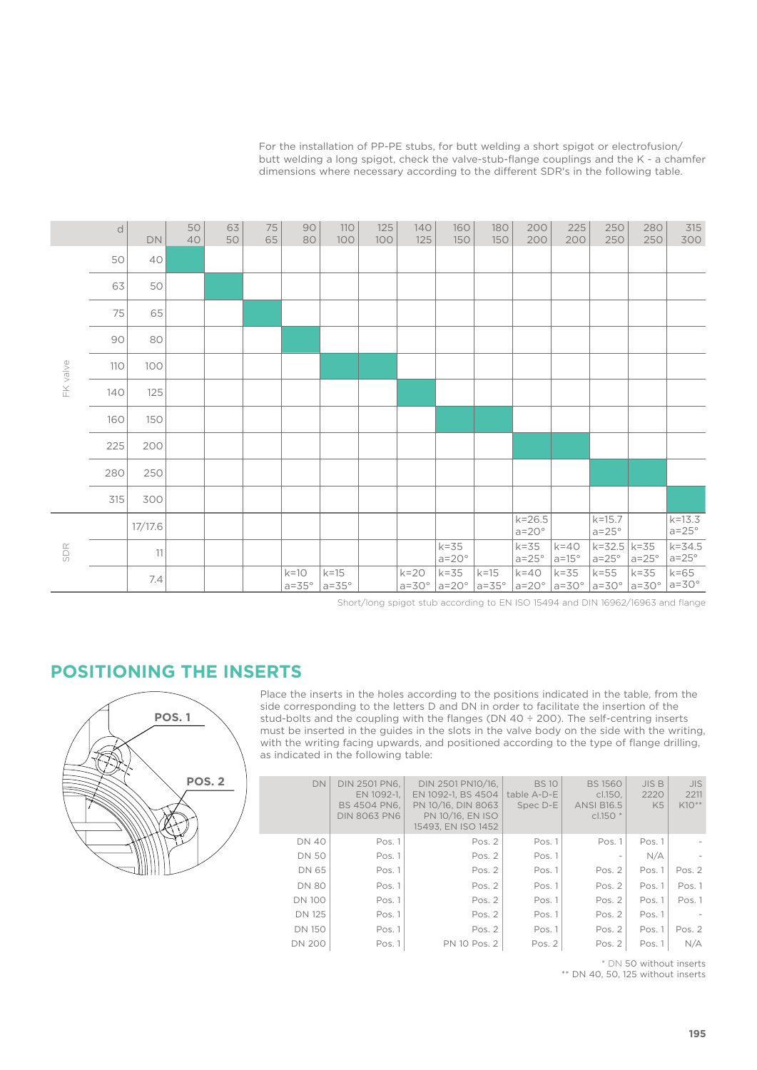For the installation of PP-PE stubs, for butt welding a short spigot or electrofusion/ butt welding a long spigot, check the valve-stub-flange couplings and the K - a chamfer dimensions where necessary according to the different SDR's in the following table.

| | d | DN | 50<br>40 | 63<br>50 | 75<br>65 | 90<br>80 | 110<br>100 | 125<br>100 | 140<br>125 | 160<br>150 | 180<br>150 | 200<br>200 | 225<br>200 | 250<br>250 | 280<br>250 | 315<br>300 |
|---|---|---|---|---|---|---|---|---|---|---|---|---|---|---|---|---|
| FK valve | 50 | 40 | ■ | | | | | | | | | | | | | |
| | 63 | 50 | | ■ | | | | | | | | | | | | |
| | 75 | 65 | | | ■ | | | | | | | | | | | |
| | 90 | 80 | | | | ■ | | | | | | | | | | |
| | 110 | 100 | | | | | ■ | ■ | | | | | | | | |
| | 140 | 125 | | | | | | | ■ | | | | | | | |
| | 160 | 150 | | | | | | | | ■ | ■ | | | | | |
| | 225 | 200 | | | | | | | | | | ■ | ■ | | | |
| | 280 | 250 | | | | | | | | | | | | ■ | ■ | |
| | 315 | 300 | | | | | | | | | | | | | | ■ |
| SDR | | 17/17.6 | | | | | | | | | | k=26.5<br>a=20° | | k=15.7<br>a=25° | | k=13.3<br>a=25° |
| | | 11 | | | | | | | | k=35<br>a=20° | | k=35<br>a=25° | k=40<br>a=15° | k=32.5<br>a=25° | k=35<br>a=25° | k=34.5<br>a=25° |
| | | 7.4 | | | | k=10<br>a=35° | k=15<br>a=35° | | k=20<br>a=30° | k=35<br>a=20° | k=15<br>a=35° | k=40<br>a=20° | k=35<br>a=30° | k=55<br>a=30° | k=35<br>a=30° | k=65<br>a=30° |

Short/long spigot stub according to EN ISO 15494 and DIN 16962/16963 and flange

## POSITIONING THE INSERTS

POS. 1

POS. 2

Place the inserts in the holes according to the positions indicated in the table, from the side corresponding to the letters D and DN in order to facilitate the insertion of the stud-bolts and the coupling with the flanges (DN 40 ÷ 200). The self-centring inserts must be inserted in the guides in the slots in the valve body on the side with the writing, with the writing facing upwards, and positioned according to the type of flange drilling, as indicated in the following table:

| DN | DIN 2501 PN6, EN 1092-1, BS 4504 PN6, DIN 8063 PN6 | DIN 2501 PN10/16, EN 1092-1, BS 4504 PN 10/16, DIN 8063 PN 10/16, EN ISO 15493, EN ISO 1452 | BS 10 table A-D-E Spec D-E | BS 1560 cl.150, ANSI B16.5 cl.150 * | JIS B 2220 K5 | JIS 2211 K10** |
|---|---|---|---|---|---|---|
| DN 40 | Pos. 1 | Pos. 2 | Pos. 1 | Pos. 1 | Pos. 1 | - |
| DN 50 | Pos. 1 | Pos. 2 | Pos. 1 | - | N/A | - |
| DN 65 | Pos. 1 | Pos. 2 | Pos. 1 | Pos. 2 | Pos. 1 | Pos. 2 |
| DN 80 | Pos. 1 | Pos. 2 | Pos. 1 | Pos. 2 | Pos. 1 | Pos. 1 |
| DN 100 | Pos. 1 | Pos. 2 | Pos. 1 | Pos. 2 | Pos. 1 | Pos. 1 |
| DN 125 | Pos. 1 | Pos. 2 | Pos. 1 | Pos. 2 | Pos. 1 | - |
| DN 150 | Pos. 1 | Pos. 2 | Pos. 1 | Pos. 2 | Pos. 1 | Pos. 2 |
| DN 200 | Pos. 1 | PN 10 Pos. 2 | Pos. 2 | Pos. 2 | Pos. 1 | N/A |

\* DN 50 without inserts
\*\* DN 40, 50, 125 without inserts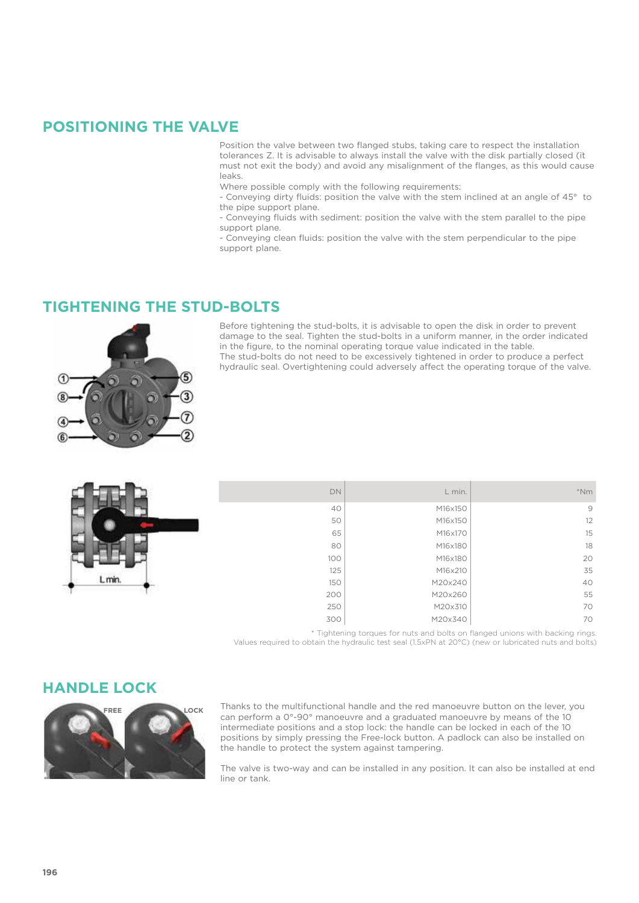## POSITIONING THE VALVE

Position the valve between two flanged stubs, taking care to respect the installation tolerances Z. It is advisable to always install the valve with the disk partially closed (it must not exit the body) and avoid any misalignment of the flanges, as this would cause leaks.
Where possible comply with the following requirements:
- Conveying dirty fluids: position the valve with the stem inclined at an angle of 45° to the pipe support plane.
- Conveying fluids with sediment: position the valve with the stem parallel to the pipe support plane.
- Conveying clean fluids: position the valve with the stem perpendicular to the pipe support plane.

## TIGHTENING THE STUD-BOLTS

Before tightening the stud-bolts, it is advisable to open the disk in order to prevent damage to the seal. Tighten the stud-bolts in a uniform manner, in the order indicated in the figure, to the nominal operating torque value indicated in the table.
The stud-bolts do not need to be excessively tightened in order to produce a perfect hydraulic seal. Overtightening could adversely affect the operating torque of the valve.

| DN | L min. | *Nm |
|---|---|---|
| 40 | M16x150 | 9 |
| 50 | M16x150 | 12 |
| 65 | M16x170 | 15 |
| 80 | M16x180 | 18 |
| 100 | M16x180 | 20 |
| 125 | M16x210 | 35 |
| 150 | M20x240 | 40 |
| 200 | M20x260 | 55 |
| 250 | M20x310 | 70 |
| 300 | M20x340 | 70 |

* Tightening torques for nuts and bolts on flanged unions with backing rings.
Values required to obtain the hydraulic test seal (1.5xPN at 20°C) (new or lubricated nuts and bolts)

## HANDLE LOCK

Thanks to the multifunctional handle and the red manoeuvre button on the lever, you can perform a 0°-90° manoeuvre and a graduated manoeuvre by means of the 10 intermediate positions and a stop lock: the handle can be locked in each of the 10 positions by simply pressing the Free-lock button. A padlock can also be installed on the handle to protect the system against tampering.

The valve is two-way and can be installed in any position. It can also be installed at end line or tank.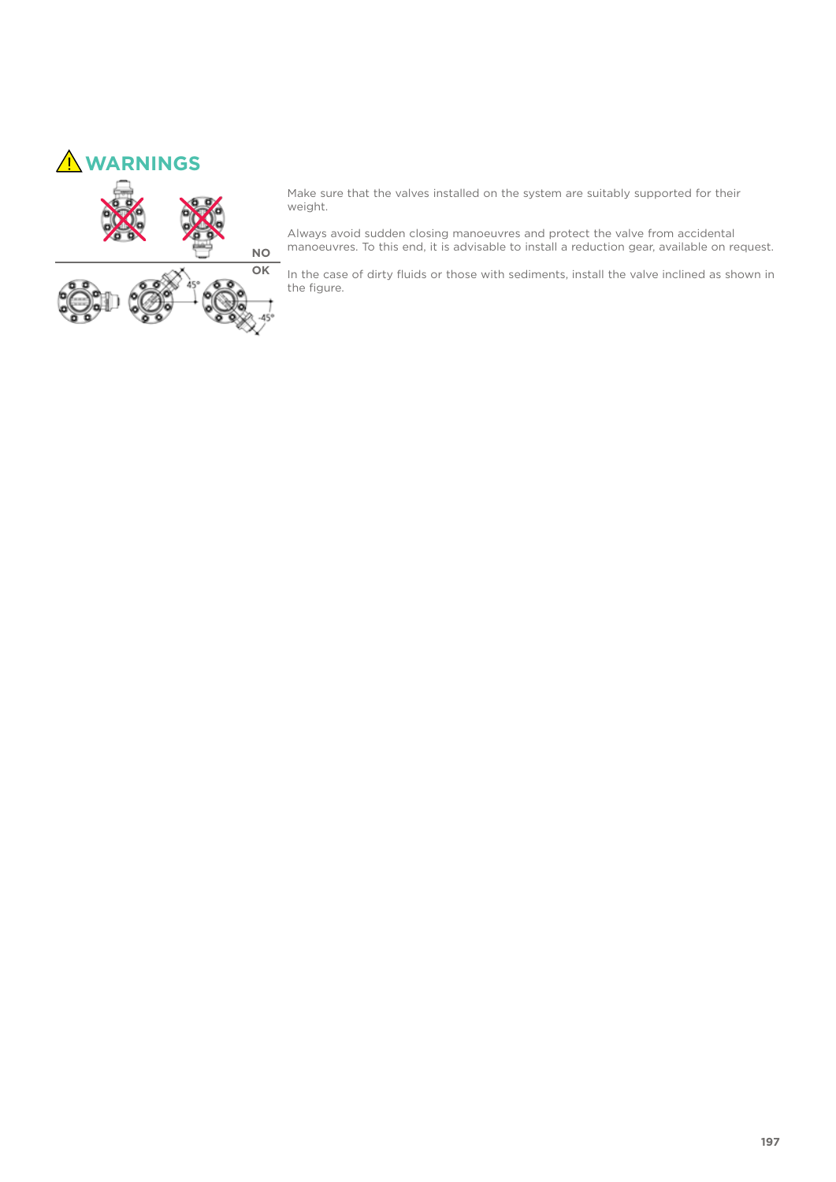# WARNINGS

NO

OK

Make sure that the valves installed on the system are suitably supported for their weight.

Always avoid sudden closing manoeuvres and protect the valve from accidental manoeuvres. To this end, it is advisable to install a reduction gear, available on request.

In the case of dirty fluids or those with sediments, install the valve inclined as shown in the figure.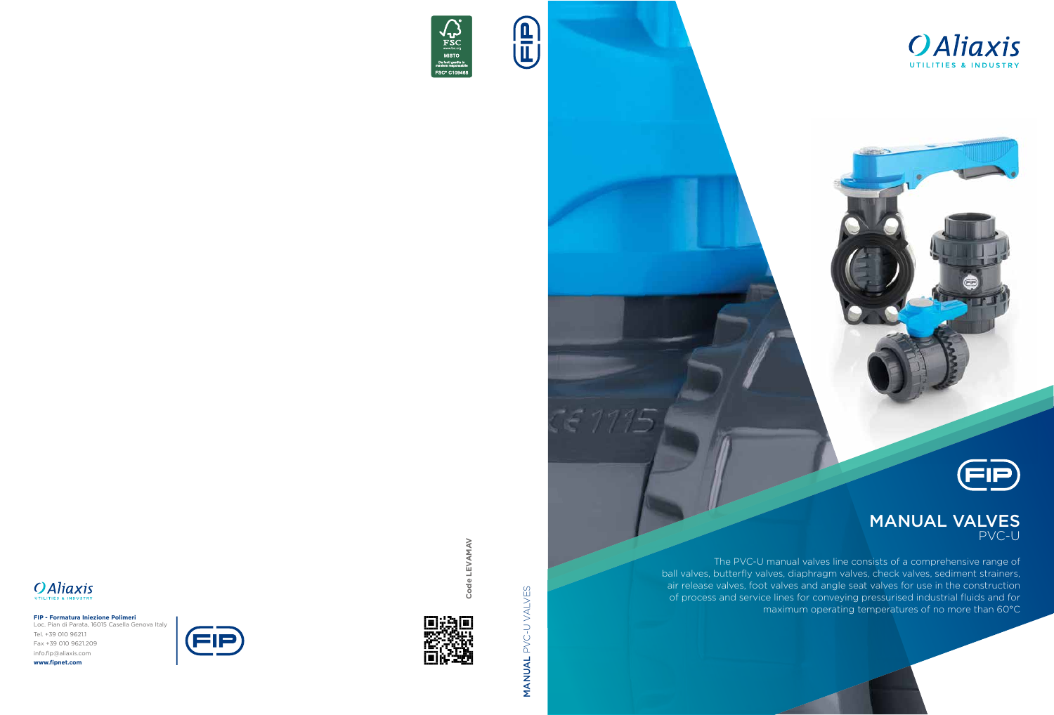Aliaxis
UTILITIES & INDUSTRY

# MANUAL VALVES
PVC-U

The PVC-U manual valves line consists of a comprehensive range of ball valves, butterfly valves, diaphragm valves, check valves, sediment strainers, air release valves, foot valves and angle seat valves for use in the construction of process and service lines for conveying pressurised industrial fluids and for maximum operating temperatures of no more than 60°C

**MANUAL** PVC-U VALVES

**Code LEVAMAV**

FSC
www.fsc.org
MISTO
Da fonti gestite in maniera responsabile
FSC® C109468

Aliaxis
UTILITIES & INDUSTRY

**FIP - Formatura Iniezione Polimeri**
Loc. Pian di Parata, 16015 Casella Genova Italy
Tel. +39 010 96211
Fax +39 010 9621.209
info.fip@aliaxis.com
**www.fipnet.com**